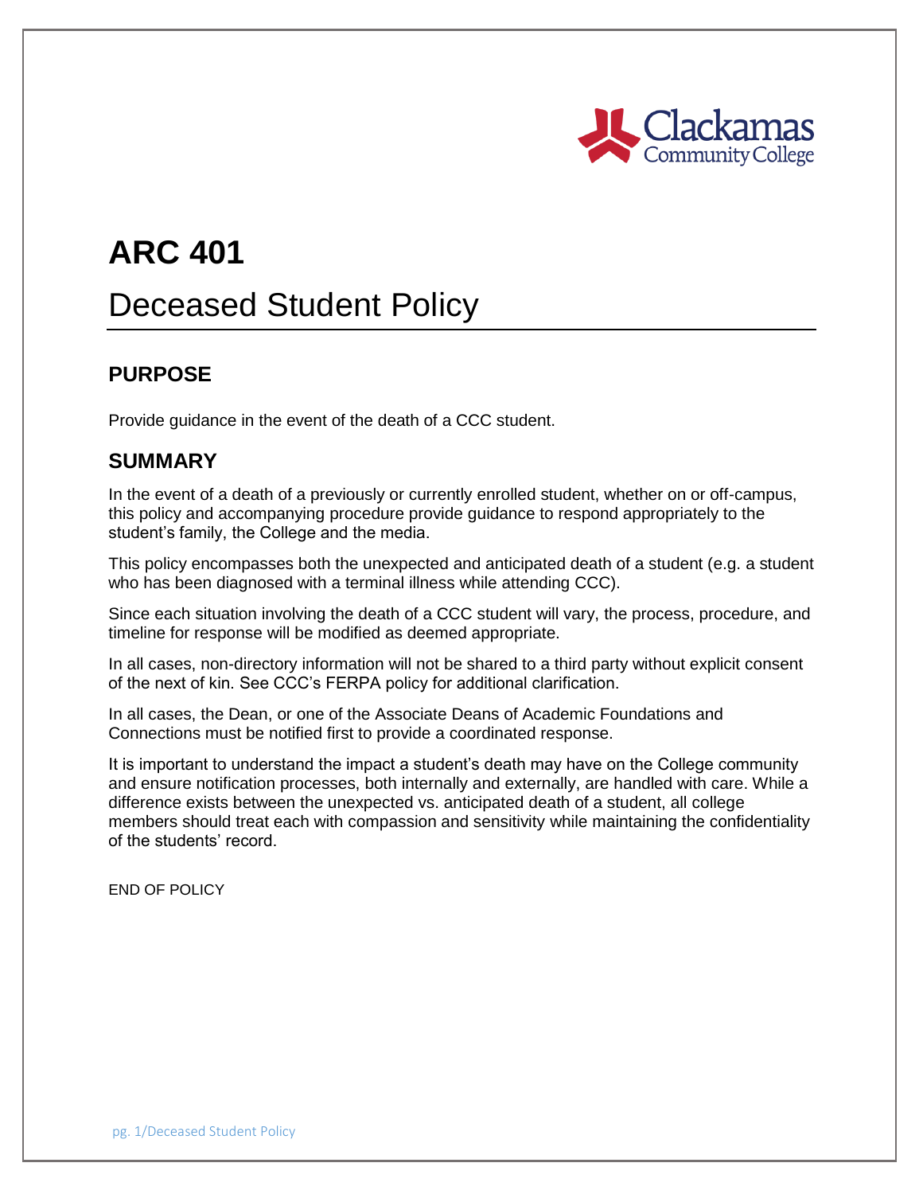# ARC 401

## Deceased Student Policy

### PURPOSE

Provide guidance in the event of the death of a CCC student.

### SUMMARY

In the event of a death of a previously or currently enrolled student, whether on or off-campus, this policy and accompanying procedure provide guidance to respond appropriately to the student's family, the College and the media.

This policy encompasses both the unexpected and anticipated death of a student (e.g. a student who has been diagnosed with a terminal illness while attending CCC).

Since each situation involving the death of a CCC student will vary, the process, procedure, and timeline for response will be modified as deemed appropriate.

In all cases, non-directory information will not be shared to a third party without explicit consent of the next of kin. See CCC's FERPA policy for additional clarification.

In all cases, the Dean, or one of the Associate Deans of Academic Foundations and Connections must be notified first to provide a coordinated response.

It is important to understand the impact a student's death may have on the College community and ensure notification processes, both internally and externally, are handled with care. While a difference exists between the unexpected vs. anticipated death of a student, all college members should treat each with compassion and sensitivity while maintaining the confidentiality of the students' record.

END OF POLICY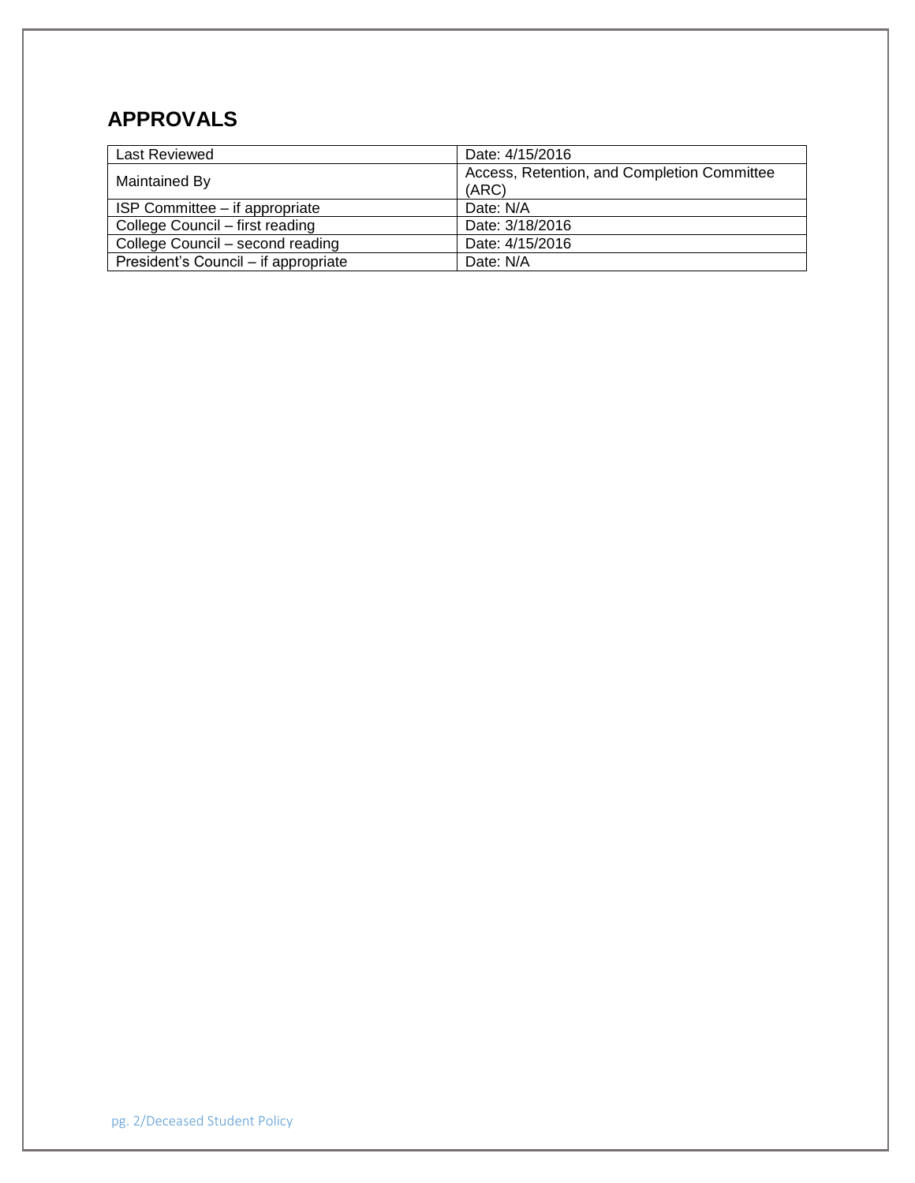## APPROVALS

| | |
|---|---|
| Last Reviewed | Date: 4/15/2016 |
| Maintained By | Access, Retention, and Completion Committee (ARC) |
| ISP Committee – if appropriate | Date: N/A |
| College Council – first reading | Date: 3/18/2016 |
| College Council – second reading | Date: 4/15/2016 |
| President's Council – if appropriate | Date: N/A |